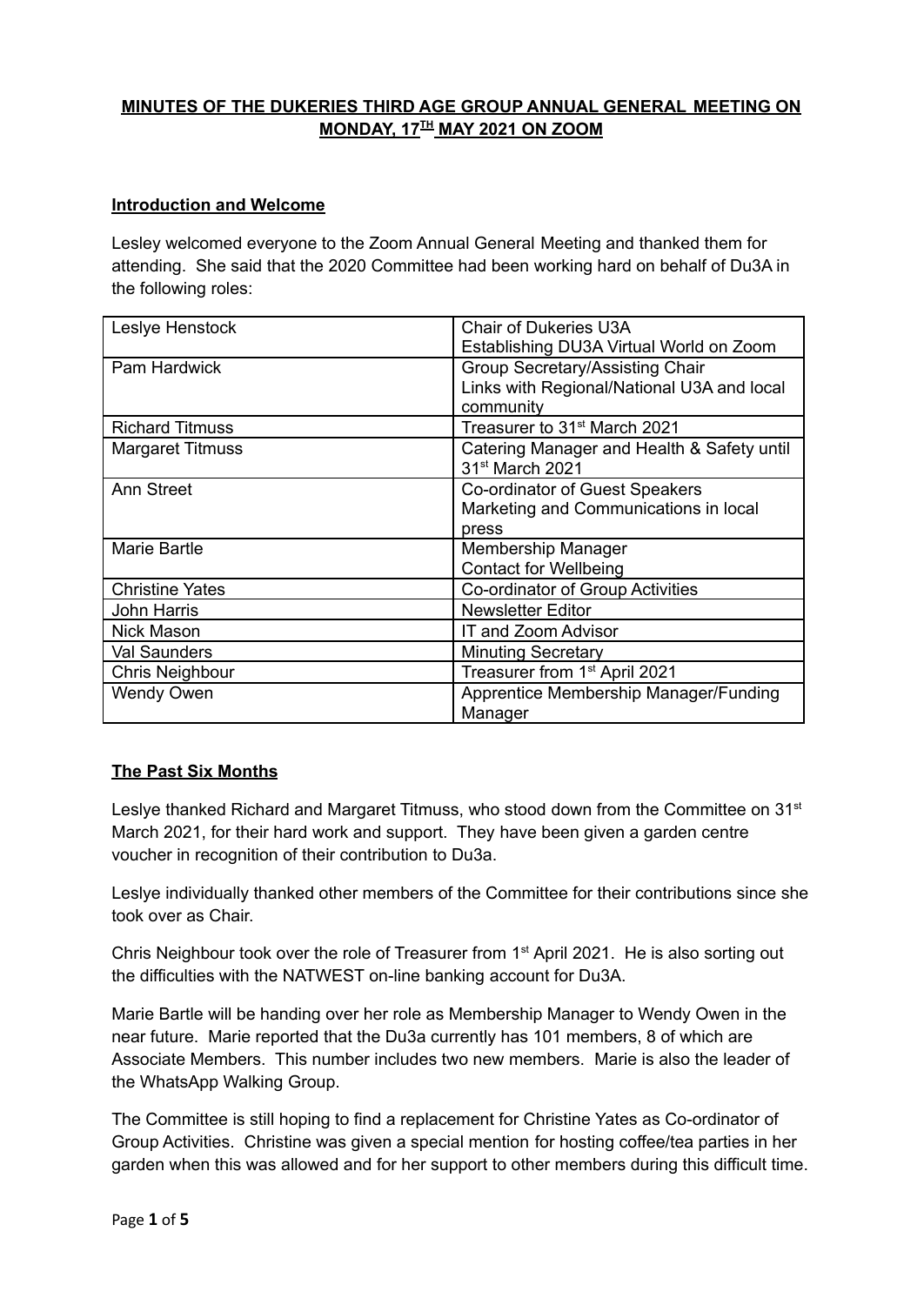**MINUTES OF THE DUKERIES THIRD AGE GROUP ANNUAL GENERAL MEETING ON MONDAY, 17TH MAY 2021 ON ZOOM**

**Introduction and Welcome**

Lesley welcomed everyone to the Zoom Annual General Meeting and thanked them for attending. She said that the 2020 Committee had been working hard on behalf of Du3A in the following roles:

| | |
|---|---|
| Leslye Henstock | Chair of Dukeries U3A<br>Establishing DU3A Virtual World on Zoom |
| Pam Hardwick | Group Secretary/Assisting Chair<br>Links with Regional/National U3A and local community |
| Richard Titmuss | Treasurer to 31st March 2021 |
| Margaret Titmuss | Catering Manager and Health & Safety until 31st March 2021 |
| Ann Street | Co-ordinator of Guest Speakers<br>Marketing and Communications in local press |
| Marie Bartle | Membership Manager<br>Contact for Wellbeing |
| Christine Yates | Co-ordinator of Group Activities |
| John Harris | Newsletter Editor |
| Nick Mason | IT and Zoom Advisor |
| Val Saunders | Minuting Secretary |
| Chris Neighbour | Treasurer from 1st April 2021 |
| Wendy Owen | Apprentice Membership Manager/Funding Manager |

**The Past Six Months**

Leslye thanked Richard and Margaret Titmuss, who stood down from the Committee on 31st March 2021, for their hard work and support. They have been given a garden centre voucher in recognition of their contribution to Du3a.

Leslye individually thanked other members of the Committee for their contributions since she took over as Chair.

Chris Neighbour took over the role of Treasurer from 1st April 2021. He is also sorting out the difficulties with the NATWEST on-line banking account for Du3A.

Marie Bartle will be handing over her role as Membership Manager to Wendy Owen in the near future. Marie reported that the Du3a currently has 101 members, 8 of which are Associate Members. This number includes two new members. Marie is also the leader of the WhatsApp Walking Group.

The Committee is still hoping to find a replacement for Christine Yates as Co-ordinator of Group Activities. Christine was given a special mention for hosting coffee/tea parties in her garden when this was allowed and for her support to other members during this difficult time.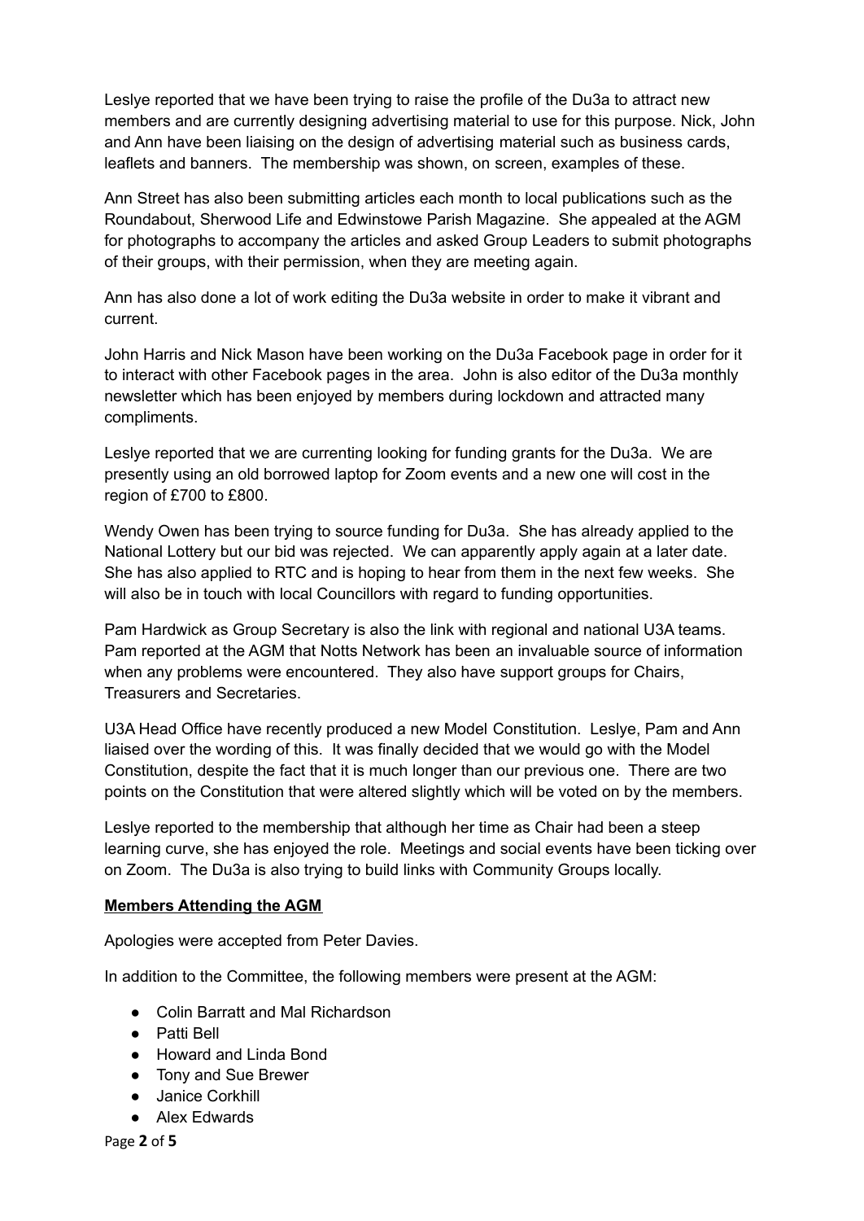Leslye reported that we have been trying to raise the profile of the Du3a to attract new members and are currently designing advertising material to use for this purpose. Nick, John and Ann have been liaising on the design of advertising material such as business cards, leaflets and banners. The membership was shown, on screen, examples of these.

Ann Street has also been submitting articles each month to local publications such as the Roundabout, Sherwood Life and Edwinstowe Parish Magazine. She appealed at the AGM for photographs to accompany the articles and asked Group Leaders to submit photographs of their groups, with their permission, when they are meeting again.

Ann has also done a lot of work editing the Du3a website in order to make it vibrant and current.

John Harris and Nick Mason have been working on the Du3a Facebook page in order for it to interact with other Facebook pages in the area. John is also editor of the Du3a monthly newsletter which has been enjoyed by members during lockdown and attracted many compliments.

Leslye reported that we are currenting looking for funding grants for the Du3a. We are presently using an old borrowed laptop for Zoom events and a new one will cost in the region of £700 to £800.

Wendy Owen has been trying to source funding for Du3a. She has already applied to the National Lottery but our bid was rejected. We can apparently apply again at a later date. She has also applied to RTC and is hoping to hear from them in the next few weeks. She will also be in touch with local Councillors with regard to funding opportunities.

Pam Hardwick as Group Secretary is also the link with regional and national U3A teams. Pam reported at the AGM that Notts Network has been an invaluable source of information when any problems were encountered. They also have support groups for Chairs, Treasurers and Secretaries.

U3A Head Office have recently produced a new Model Constitution. Leslye, Pam and Ann liaised over the wording of this. It was finally decided that we would go with the Model Constitution, despite the fact that it is much longer than our previous one. There are two points on the Constitution that were altered slightly which will be voted on by the members.

Leslye reported to the membership that although her time as Chair had been a steep learning curve, she has enjoyed the role. Meetings and social events have been ticking over on Zoom. The Du3a is also trying to build links with Community Groups locally.

**Members Attending the AGM**

Apologies were accepted from Peter Davies.

In addition to the Committee, the following members were present at the AGM:

- Colin Barratt and Mal Richardson
- Patti Bell
- Howard and Linda Bond
- Tony and Sue Brewer
- Janice Corkhill
- Alex Edwards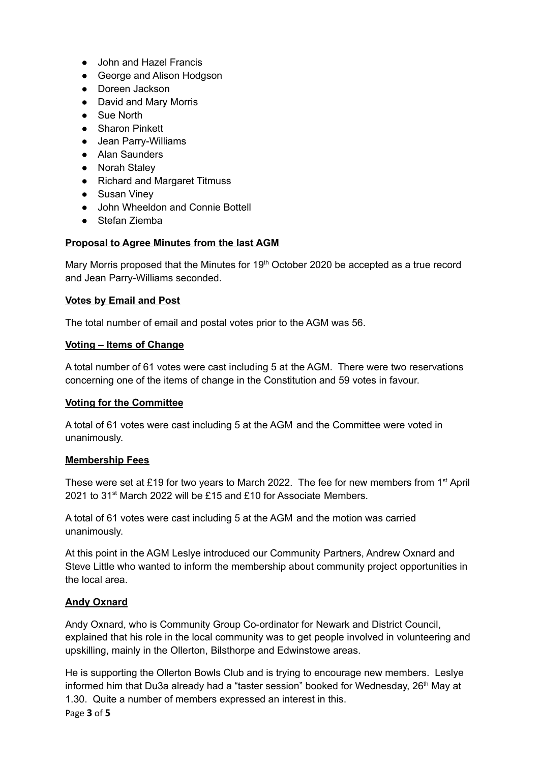- John and Hazel Francis
- George and Alison Hodgson
- Doreen Jackson
- David and Mary Morris
- Sue North
- Sharon Pinkett
- Jean Parry-Williams
- Alan Saunders
- Norah Staley
- Richard and Margaret Titmuss
- Susan Viney
- John Wheeldon and Connie Bottell
- Stefan Ziemba

**Proposal to Agree Minutes from the last AGM**

Mary Morris proposed that the Minutes for 19th October 2020 be accepted as a true record and Jean Parry-Williams seconded.

**Votes by Email and Post**

The total number of email and postal votes prior to the AGM was 56.

**Voting – Items of Change**

A total number of 61 votes were cast including 5 at the AGM. There were two reservations concerning one of the items of change in the Constitution and 59 votes in favour.

**Voting for the Committee**

A total of 61 votes were cast including 5 at the AGM and the Committee were voted in unanimously.

**Membership Fees**

These were set at £19 for two years to March 2022. The fee for new members from 1st April 2021 to 31st March 2022 will be £15 and £10 for Associate Members.

A total of 61 votes were cast including 5 at the AGM and the motion was carried unanimously.

At this point in the AGM Leslye introduced our Community Partners, Andrew Oxnard and Steve Little who wanted to inform the membership about community project opportunities in the local area.

**Andy Oxnard**

Andy Oxnard, who is Community Group Co-ordinator for Newark and District Council, explained that his role in the local community was to get people involved in volunteering and upskilling, mainly in the Ollerton, Bilsthorpe and Edwinstowe areas.

He is supporting the Ollerton Bowls Club and is trying to encourage new members. Leslye informed him that Du3a already had a "taster session" booked for Wednesday, 26th May at 1.30. Quite a number of members expressed an interest in this.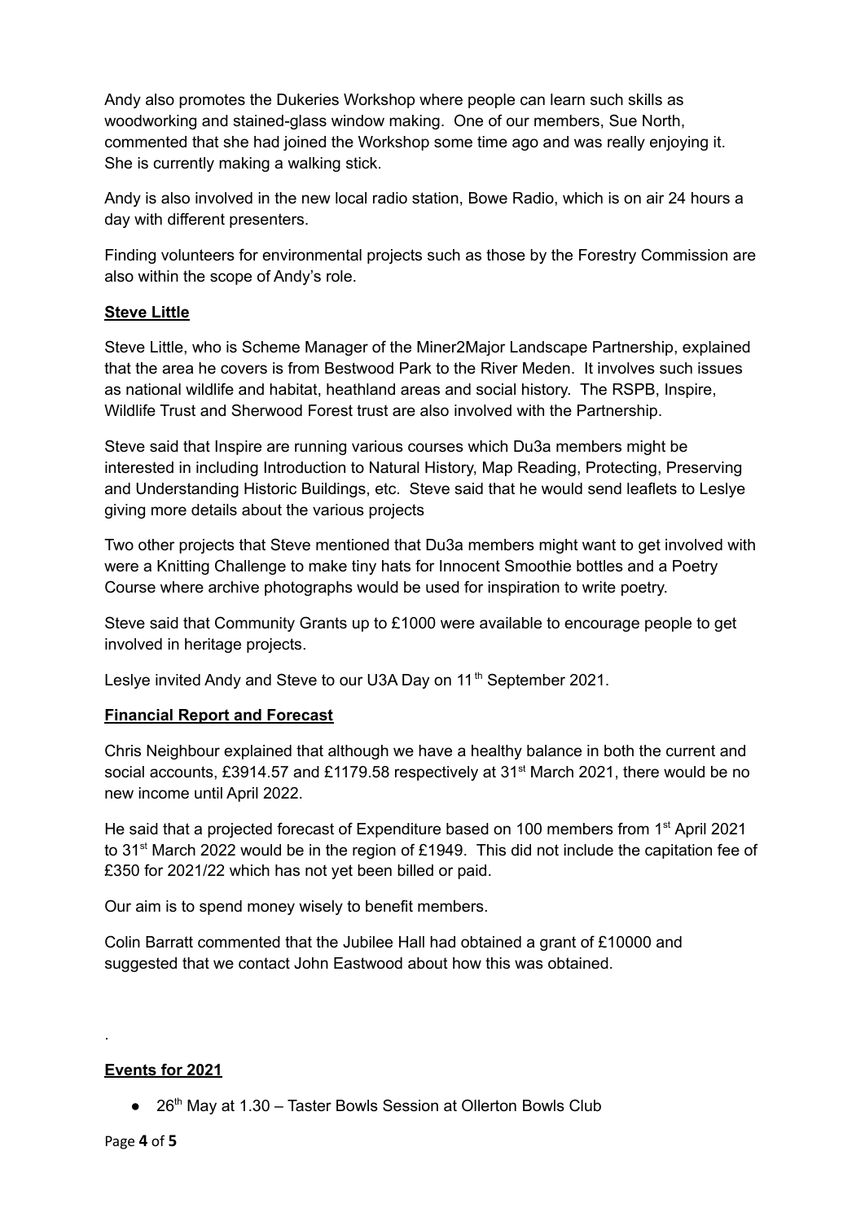Andy also promotes the Dukeries Workshop where people can learn such skills as woodworking and stained-glass window making. One of our members, Sue North, commented that she had joined the Workshop some time ago and was really enjoying it. She is currently making a walking stick.

Andy is also involved in the new local radio station, Bowe Radio, which is on air 24 hours a day with different presenters.

Finding volunteers for environmental projects such as those by the Forestry Commission are also within the scope of Andy's role.

**Steve Little**

Steve Little, who is Scheme Manager of the Miner2Major Landscape Partnership, explained that the area he covers is from Bestwood Park to the River Meden. It involves such issues as national wildlife and habitat, heathland areas and social history. The RSPB, Inspire, Wildlife Trust and Sherwood Forest trust are also involved with the Partnership.

Steve said that Inspire are running various courses which Du3a members might be interested in including Introduction to Natural History, Map Reading, Protecting, Preserving and Understanding Historic Buildings, etc. Steve said that he would send leaflets to Leslye giving more details about the various projects

Two other projects that Steve mentioned that Du3a members might want to get involved with were a Knitting Challenge to make tiny hats for Innocent Smoothie bottles and a Poetry Course where archive photographs would be used for inspiration to write poetry.

Steve said that Community Grants up to £1000 were available to encourage people to get involved in heritage projects.

Leslye invited Andy and Steve to our U3A Day on 11th September 2021.

**Financial Report and Forecast**

Chris Neighbour explained that although we have a healthy balance in both the current and social accounts, £3914.57 and £1179.58 respectively at 31st March 2021, there would be no new income until April 2022.

He said that a projected forecast of Expenditure based on 100 members from 1st April 2021 to 31st March 2022 would be in the region of £1949. This did not include the capitation fee of £350 for 2021/22 which has not yet been billed or paid.

Our aim is to spend money wisely to benefit members.

Colin Barratt commented that the Jubilee Hall had obtained a grant of £10000 and suggested that we contact John Eastwood about how this was obtained.

.

**Events for 2021**

- 26th May at 1.30 – Taster Bowls Session at Ollerton Bowls Club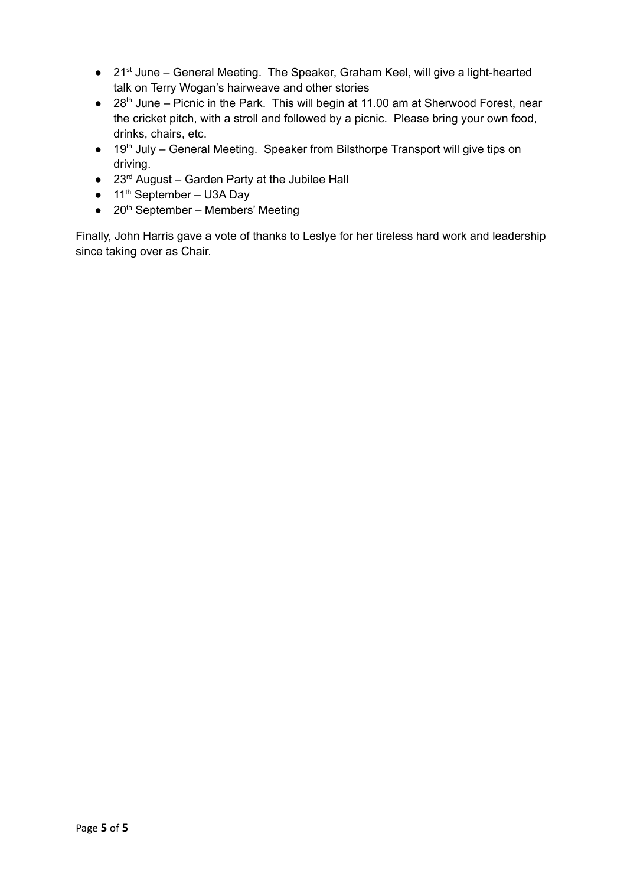- 21st June – General Meeting. The Speaker, Graham Keel, will give a light-hearted talk on Terry Wogan's hairweave and other stories
- 28th June – Picnic in the Park. This will begin at 11.00 am at Sherwood Forest, near the cricket pitch, with a stroll and followed by a picnic. Please bring your own food, drinks, chairs, etc.
- 19th July – General Meeting. Speaker from Bilsthorpe Transport will give tips on driving.
- 23rd August – Garden Party at the Jubilee Hall
- 11th September – U3A Day
- 20th September – Members' Meeting

Finally, John Harris gave a vote of thanks to Leslye for her tireless hard work and leadership since taking over as Chair.